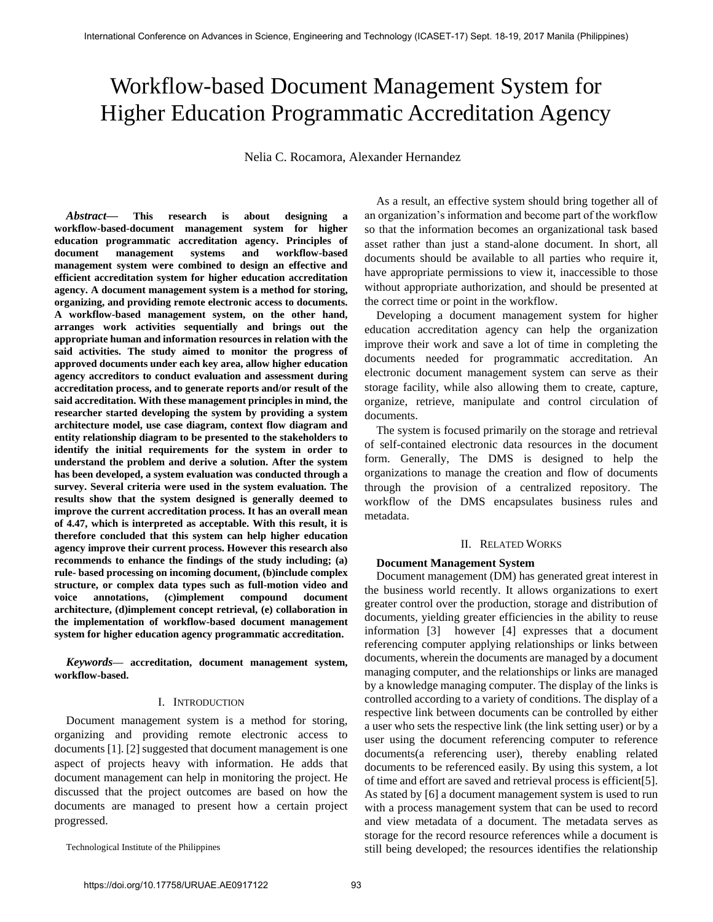# Workflow-based Document Management System for Higher Education Programmatic Accreditation Agency

Nelia C. Rocamora, Alexander Hernandez

***Abstract*— This research is about designing a workflow-based-document management system for higher education programmatic accreditation agency. Principles of document management systems and workflow-based management system were combined to design an effective and efficient accreditation system for higher education accreditation agency. A document management system is a method for storing, organizing, and providing remote electronic access to documents. A workflow-based management system, on the other hand, arranges work activities sequentially and brings out the appropriate human and information resources in relation with the said activities. The study aimed to monitor the progress of approved documents under each key area, allow higher education agency accreditors to conduct evaluation and assessment during accreditation process, and to generate reports and/or result of the said accreditation. With these management principles in mind, the researcher started developing the system by providing a system architecture model, use case diagram, context flow diagram and entity relationship diagram to be presented to the stakeholders to identify the initial requirements for the system in order to understand the problem and derive a solution. After the system has been developed, a system evaluation was conducted through a survey. Several criteria were used in the system evaluation. The results show that the system designed is generally deemed to improve the current accreditation process. It has an overall mean of 4.47, which is interpreted as acceptable. With this result, it is therefore concluded that this system can help higher education agency improve their current process. However this research also recommends to enhance the findings of the study including; (a) rule- based processing on incoming document, (b)include complex structure, or complex data types such as full-motion video and voice annotations, (c)implement compound document architecture, (d)implement concept retrieval, (e) collaboration in the implementation of workflow-based document management system for higher education agency programmatic accreditation.**

***Keywords*— accreditation, document management system, workflow-based.**

## I. Introduction

Document management system is a method for storing, organizing and providing remote electronic access to documents [1]. [2] suggested that document management is one aspect of projects heavy with information. He adds that document management can help in monitoring the project. He discussed that the project outcomes are based on how the documents are managed to present how a certain project progressed.

Technological Institute of the Philippines

As a result, an effective system should bring together all of an organization's information and become part of the workflow so that the information becomes an organizational task based asset rather than just a stand-alone document. In short, all documents should be available to all parties who require it, have appropriate permissions to view it, inaccessible to those without appropriate authorization, and should be presented at the correct time or point in the workflow.

Developing a document management system for higher education accreditation agency can help the organization improve their work and save a lot of time in completing the documents needed for programmatic accreditation. An electronic document management system can serve as their storage facility, while also allowing them to create, capture, organize, retrieve, manipulate and control circulation of documents.

The system is focused primarily on the storage and retrieval of self-contained electronic data resources in the document form. Generally, The DMS is designed to help the organizations to manage the creation and flow of documents through the provision of a centralized repository. The workflow of the DMS encapsulates business rules and metadata.

## II. Related Works

**Document Management System**

Document management (DM) has generated great interest in the business world recently. It allows organizations to exert greater control over the production, storage and distribution of documents, yielding greater efficiencies in the ability to reuse information [3] however [4] expresses that a document referencing computer applying relationships or links between documents, wherein the documents are managed by a document managing computer, and the relationships or links are managed by a knowledge managing computer. The display of the links is controlled according to a variety of conditions. The display of a respective link between documents can be controlled by either a user who sets the respective link (the link setting user) or by a user using the document referencing computer to reference documents(a referencing user), thereby enabling related documents to be referenced easily. By using this system, a lot of time and effort are saved and retrieval process is efficient[5]. As stated by [6] a document management system is used to run with a process management system that can be used to record and view metadata of a document. The metadata serves as storage for the record resource references while a document is still being developed; the resources identifies the relationship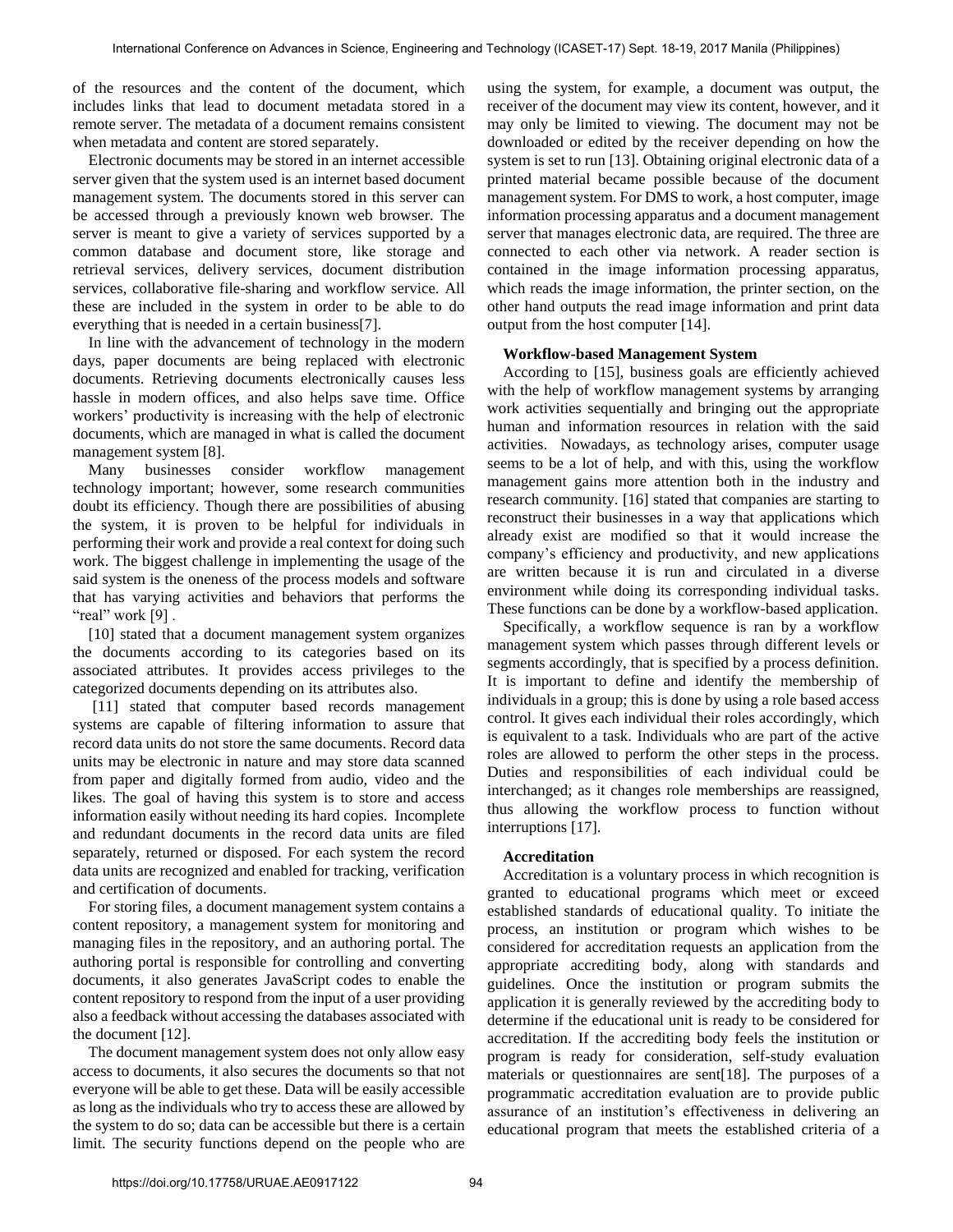of the resources and the content of the document, which includes links that lead to document metadata stored in a remote server. The metadata of a document remains consistent when metadata and content are stored separately.

Electronic documents may be stored in an internet accessible server given that the system used is an internet based document management system. The documents stored in this server can be accessed through a previously known web browser. The server is meant to give a variety of services supported by a common database and document store, like storage and retrieval services, delivery services, document distribution services, collaborative file-sharing and workflow service. All these are included in the system in order to be able to do everything that is needed in a certain business[7].

In line with the advancement of technology in the modern days, paper documents are being replaced with electronic documents. Retrieving documents electronically causes less hassle in modern offices, and also helps save time. Office workers' productivity is increasing with the help of electronic documents, which are managed in what is called the document management system [8].

Many businesses consider workflow management technology important; however, some research communities doubt its efficiency. Though there are possibilities of abusing the system, it is proven to be helpful for individuals in performing their work and provide a real context for doing such work. The biggest challenge in implementing the usage of the said system is the oneness of the process models and software that has varying activities and behaviors that performs the "real" work [9] .

[10] stated that a document management system organizes the documents according to its categories based on its associated attributes. It provides access privileges to the categorized documents depending on its attributes also.

[11] stated that computer based records management systems are capable of filtering information to assure that record data units do not store the same documents. Record data units may be electronic in nature and may store data scanned from paper and digitally formed from audio, video and the likes. The goal of having this system is to store and access information easily without needing its hard copies. Incomplete and redundant documents in the record data units are filed separately, returned or disposed. For each system the record data units are recognized and enabled for tracking, verification and certification of documents.

For storing files, a document management system contains a content repository, a management system for monitoring and managing files in the repository, and an authoring portal. The authoring portal is responsible for controlling and converting documents, it also generates JavaScript codes to enable the content repository to respond from the input of a user providing also a feedback without accessing the databases associated with the document [12].

The document management system does not only allow easy access to documents, it also secures the documents so that not everyone will be able to get these. Data will be easily accessible as long as the individuals who try to access these are allowed by the system to do so; data can be accessible but there is a certain limit. The security functions depend on the people who are using the system, for example, a document was output, the receiver of the document may view its content, however, and it may only be limited to viewing. The document may not be downloaded or edited by the receiver depending on how the system is set to run [13]. Obtaining original electronic data of a printed material became possible because of the document management system. For DMS to work, a host computer, image information processing apparatus and a document management server that manages electronic data, are required. The three are connected to each other via network. A reader section is contained in the image information processing apparatus, which reads the image information, the printer section, on the other hand outputs the read image information and print data output from the host computer [14].

**Workflow-based Management System**

According to [15], business goals are efficiently achieved with the help of workflow management systems by arranging work activities sequentially and bringing out the appropriate human and information resources in relation with the said activities. Nowadays, as technology arises, computer usage seems to be a lot of help, and with this, using the workflow management gains more attention both in the industry and research community. [16] stated that companies are starting to reconstruct their businesses in a way that applications which already exist are modified so that it would increase the company's efficiency and productivity, and new applications are written because it is run and circulated in a diverse environment while doing its corresponding individual tasks. These functions can be done by a workflow-based application.

Specifically, a workflow sequence is ran by a workflow management system which passes through different levels or segments accordingly, that is specified by a process definition. It is important to define and identify the membership of individuals in a group; this is done by using a role based access control. It gives each individual their roles accordingly, which is equivalent to a task. Individuals who are part of the active roles are allowed to perform the other steps in the process. Duties and responsibilities of each individual could be interchanged; as it changes role memberships are reassigned, thus allowing the workflow process to function without interruptions [17].

**Accreditation**

Accreditation is a voluntary process in which recognition is granted to educational programs which meet or exceed established standards of educational quality. To initiate the process, an institution or program which wishes to be considered for accreditation requests an application from the appropriate accrediting body, along with standards and guidelines. Once the institution or program submits the application it is generally reviewed by the accrediting body to determine if the educational unit is ready to be considered for accreditation. If the accrediting body feels the institution or program is ready for consideration, self-study evaluation materials or questionnaires are sent[18]. The purposes of a programmatic accreditation evaluation are to provide public assurance of an institution's effectiveness in delivering an educational program that meets the established criteria of a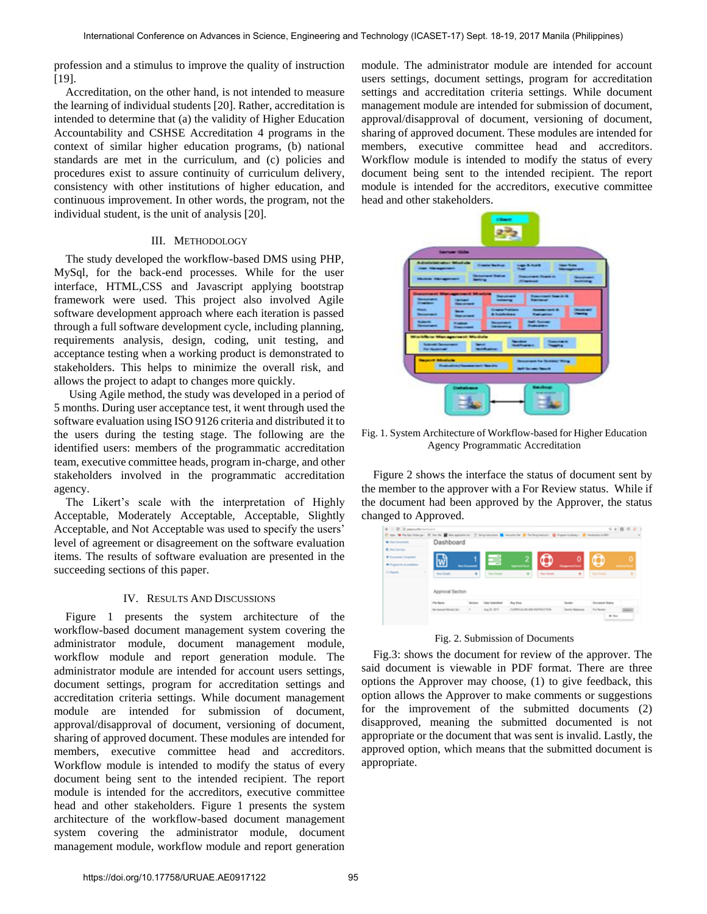profession and a stimulus to improve the quality of instruction [19].

Accreditation, on the other hand, is not intended to measure the learning of individual students [20]. Rather, accreditation is intended to determine that (a) the validity of Higher Education Accountability and CSHSE Accreditation 4 programs in the context of similar higher education programs, (b) national standards are met in the curriculum, and (c) policies and procedures exist to assure continuity of curriculum delivery, consistency with other institutions of higher education, and continuous improvement. In other words, the program, not the individual student, is the unit of analysis [20].

## III. Methodology

The study developed the workflow-based DMS using PHP, MySql, for the back-end processes. While for the user interface, HTML,CSS and Javascript applying bootstrap framework were used. This project also involved Agile software development approach where each iteration is passed through a full software development cycle, including planning, requirements analysis, design, coding, unit testing, and acceptance testing when a working product is demonstrated to stakeholders. This helps to minimize the overall risk, and allows the project to adapt to changes more quickly.

Using Agile method, the study was developed in a period of 5 months. During user acceptance test, it went through used the software evaluation using ISO 9126 criteria and distributed it to the users during the testing stage. The following are the identified users: members of the programmatic accreditation team, executive committee heads, program in-charge, and other stakeholders involved in the programmatic accreditation agency.

The Likert's scale with the interpretation of Highly Acceptable, Moderately Acceptable, Acceptable, Slightly Acceptable, and Not Acceptable was used to specify the users' level of agreement or disagreement on the software evaluation items. The results of software evaluation are presented in the succeeding sections of this paper.

## IV. Results And Discussions

Figure 1 presents the system architecture of the workflow-based document management system covering the administrator module, document management module, workflow module and report generation module. The administrator module are intended for account users settings, document settings, program for accreditation settings and accreditation criteria settings. While document management module are intended for submission of document, approval/disapproval of document, versioning of document, sharing of approved document. These modules are intended for members, executive committee head and accreditors. Workflow module is intended to modify the status of every document being sent to the intended recipient. The report module is intended for the accreditors, executive committee head and other stakeholders. Figure 1 presents the system architecture of the workflow-based document management system covering the administrator module, document management module, workflow module and report generation module. The administrator module are intended for account users settings, document settings, program for accreditation settings and accreditation criteria settings. While document management module are intended for submission of document, approval/disapproval of document, versioning of document, sharing of approved document. These modules are intended for members, executive committee head and accreditors. Workflow module is intended to modify the status of every document being sent to the intended recipient. The report module is intended for the accreditors, executive committee head and other stakeholders.

Fig. 1. System Architecture of Workflow-based for Higher Education Agency Programmatic Accreditation

Figure 2 shows the interface the status of document sent by the member to the approver with a For Review status. While if the document had been approved by the Approver, the status changed to Approved.

Fig. 2. Submission of Documents

Fig.3: shows the document for review of the approver. The said document is viewable in PDF format. There are three options the Approver may choose, (1) to give feedback, this option allows the Approver to make comments or suggestions for the improvement of the submitted documents (2) disapproved, meaning the submitted documented is not appropriate or the document that was sent is invalid. Lastly, the approved option, which means that the submitted document is appropriate.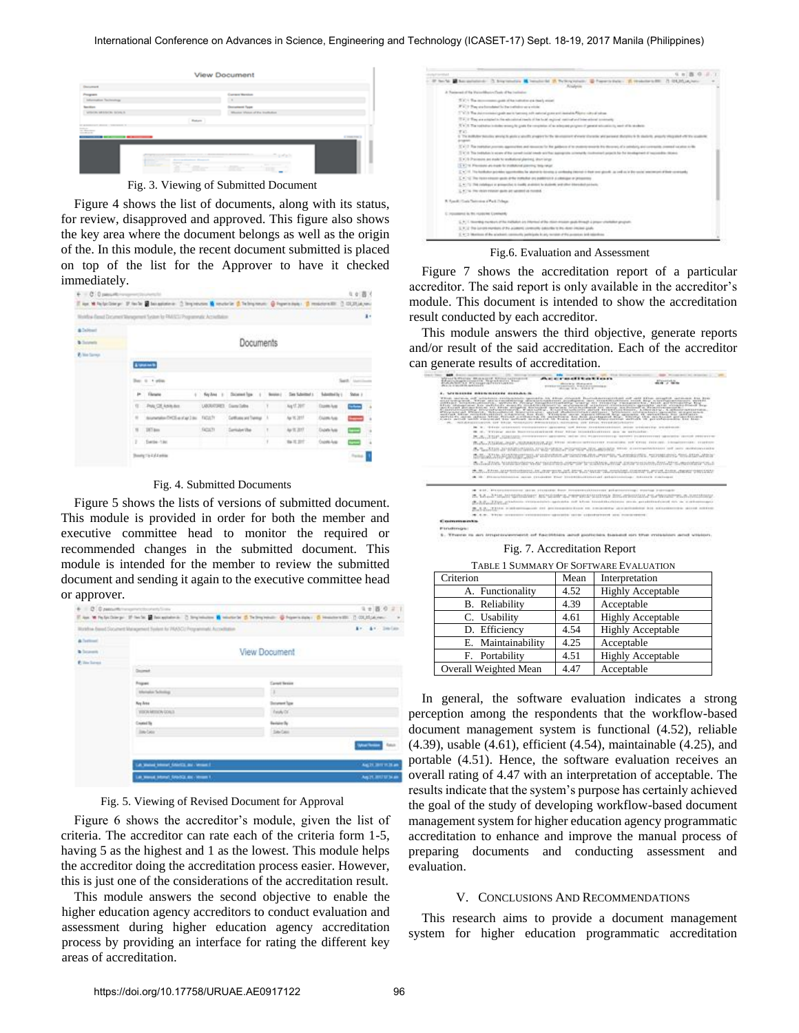Fig. 3. Viewing of Submitted Document

Figure 4 shows the list of documents, along with its status, for review, disapproved and approved. This figure also shows the key area where the document belongs as well as the origin of the. In this module, the recent document submitted is placed on top of the list for the Approver to have it checked immediately.

Fig. 4. Submitted Documents

Figure 5 shows the lists of versions of submitted document. This module is provided in order for both the member and executive committee head to monitor the required or recommended changes in the submitted document. This module is intended for the member to review the submitted document and sending it again to the executive committee head or approver.

Fig. 5. Viewing of Revised Document for Approval

Figure 6 shows the accreditor's module, given the list of criteria. The accreditor can rate each of the criteria form 1-5, having 5 as the highest and 1 as the lowest. This module helps the accreditor doing the accreditation process easier. However, this is just one of the considerations of the accreditation result.

This module answers the second objective to enable the higher education agency accreditors to conduct evaluation and assessment during higher education agency accreditation process by providing an interface for rating the different key areas of accreditation.

Fig.6. Evaluation and Assessment

Figure 7 shows the accreditation report of a particular accreditor. The said report is only available in the accreditor's module. This document is intended to show the accreditation result conducted by each accreditor.

This module answers the third objective, generate reports and/or result of the said accreditation. Each of the accreditor can generate results of accreditation.

Fig. 7. Accreditation Report

TABLE 1 SUMMARY OF SOFTWARE EVALUATION

| Criterion | Mean | Interpretation |
|---|---|---|
| A. Functionality | 4.52 | Highly Acceptable |
| B. Reliability | 4.39 | Acceptable |
| C. Usability | 4.61 | Highly Acceptable |
| D. Efficiency | 4.54 | Highly Acceptable |
| E. Maintainability | 4.25 | Acceptable |
| F. Portability | 4.51 | Highly Acceptable |
| Overall Weighted Mean | 4.47 | Acceptable |

In general, the software evaluation indicates a strong perception among the respondents that the workflow-based document management system is functional (4.52), reliable (4.39), usable (4.61), efficient (4.54), maintainable (4.25), and portable (4.51). Hence, the software evaluation receives an overall rating of 4.47 with an interpretation of acceptable. The results indicate that the system's purpose has certainly achieved the goal of the study of developing workflow-based document management system for higher education agency programmatic accreditation to enhance and improve the manual process of preparing documents and conducting assessment and evaluation.

## V. Conclusions And Recommendations

This research aims to provide a document management system for higher education programmatic accreditation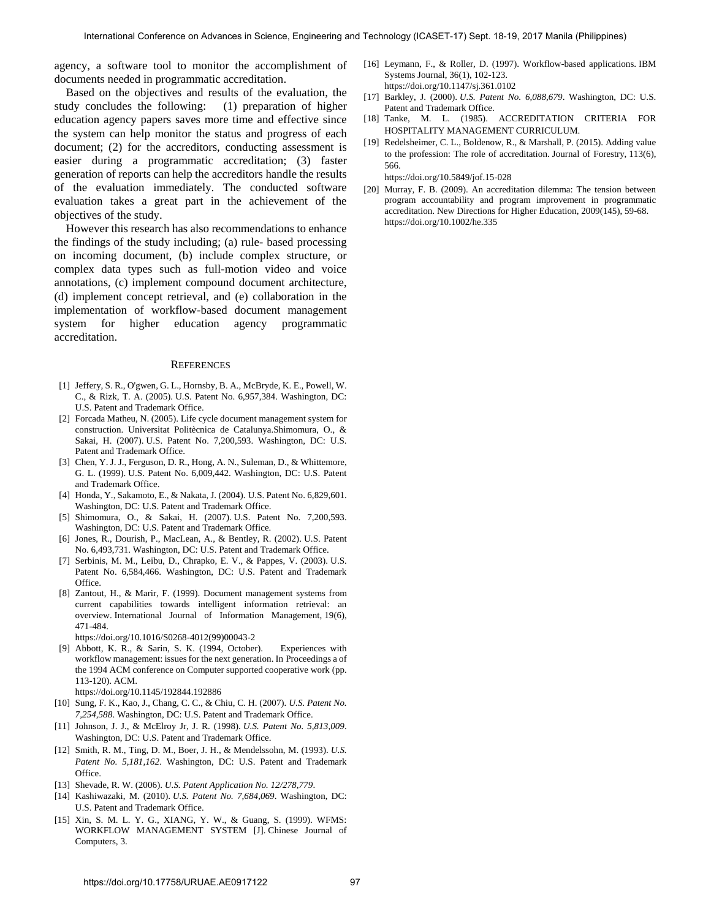agency, a software tool to monitor the accomplishment of documents needed in programmatic accreditation.

Based on the objectives and results of the evaluation, the study concludes the following: (1) preparation of higher education agency papers saves more time and effective since the system can help monitor the status and progress of each document; (2) for the accreditors, conducting assessment is easier during a programmatic accreditation; (3) faster generation of reports can help the accreditors handle the results of the evaluation immediately. The conducted software evaluation takes a great part in the achievement of the objectives of the study.

However this research has also recommendations to enhance the findings of the study including; (a) rule- based processing on incoming document, (b) include complex structure, or complex data types such as full-motion video and voice annotations, (c) implement compound document architecture, (d) implement concept retrieval, and (e) collaboration in the implementation of workflow-based document management system for higher education agency programmatic accreditation.

## References

[1] Jeffery, S. R., O'gwen, G. L., Hornsby, B. A., McBryde, K. E., Powell, W. C., & Rizk, T. A. (2005). U.S. Patent No. 6,957,384. Washington, DC: U.S. Patent and Trademark Office.

[2] Forcada Matheu, N. (2005). Life cycle document management system for construction. Universitat Politècnica de Catalunya.Shimomura, O., & Sakai, H. (2007). U.S. Patent No. 7,200,593. Washington, DC: U.S. Patent and Trademark Office.

[3] Chen, Y. J. J., Ferguson, D. R., Hong, A. N., Suleman, D., & Whittemore, G. L. (1999). U.S. Patent No. 6,009,442. Washington, DC: U.S. Patent and Trademark Office.

[4] Honda, Y., Sakamoto, E., & Nakata, J. (2004). U.S. Patent No. 6,829,601. Washington, DC: U.S. Patent and Trademark Office.

[5] Shimomura, O., & Sakai, H. (2007). U.S. Patent No. 7,200,593. Washington, DC: U.S. Patent and Trademark Office.

[6] Jones, R., Dourish, P., MacLean, A., & Bentley, R. (2002). U.S. Patent No. 6,493,731. Washington, DC: U.S. Patent and Trademark Office.

[7] Serbinis, M. M., Leibu, D., Chrapko, E. V., & Pappes, V. (2003). U.S. Patent No. 6,584,466. Washington, DC: U.S. Patent and Trademark Office.

[8] Zantout, H., & Marir, F. (1999). Document management systems from current capabilities towards intelligent information retrieval: an overview. International Journal of Information Management, 19(6), 471-484.
https://doi.org/10.1016/S0268-4012(99)00043-2

[9] Abbott, K. R., & Sarin, S. K. (1994, October). Experiences with workflow management: issues for the next generation. In Proceedings a of the 1994 ACM conference on Computer supported cooperative work (pp. 113-120). ACM.
https://doi.org/10.1145/192844.192886

[10] Sung, F. K., Kao, J., Chang, C. C., & Chiu, C. H. (2007). *U.S. Patent No. 7,254,588*. Washington, DC: U.S. Patent and Trademark Office.

[11] Johnson, J. J., & McElroy Jr, J. R. (1998). *U.S. Patent No. 5,813,009*. Washington, DC: U.S. Patent and Trademark Office.

[12] Smith, R. M., Ting, D. M., Boer, J. H., & Mendelssohn, M. (1993). *U.S. Patent No. 5,181,162*. Washington, DC: U.S. Patent and Trademark Office.

[13] Shevade, R. W. (2006). *U.S. Patent Application No. 12/278,779*.

[14] Kashiwazaki, M. (2010). *U.S. Patent No. 7,684,069*. Washington, DC: U.S. Patent and Trademark Office.

[15] Xin, S. M. L. Y. G., XIANG, Y. W., & Guang, S. (1999). WFMS: WORKFLOW MANAGEMENT SYSTEM [J]. Chinese Journal of Computers, 3.

[16] Leymann, F., & Roller, D. (1997). Workflow-based applications. IBM Systems Journal, 36(1), 102-123.
https://doi.org/10.1147/sj.361.0102

[17] Barkley, J. (2000). *U.S. Patent No. 6,088,679*. Washington, DC: U.S. Patent and Trademark Office.

[18] Tanke, M. L. (1985). ACCREDITATION CRITERIA FOR HOSPITALITY MANAGEMENT CURRICULUM.

[19] Redelsheimer, C. L., Boldenow, R., & Marshall, P. (2015). Adding value to the profession: The role of accreditation. Journal of Forestry, 113(6), 566.
https://doi.org/10.5849/jof.15-028

[20] Murray, F. B. (2009). An accreditation dilemma: The tension between program accountability and program improvement in programmatic accreditation. New Directions for Higher Education, 2009(145), 59-68.
https://doi.org/10.1002/he.335